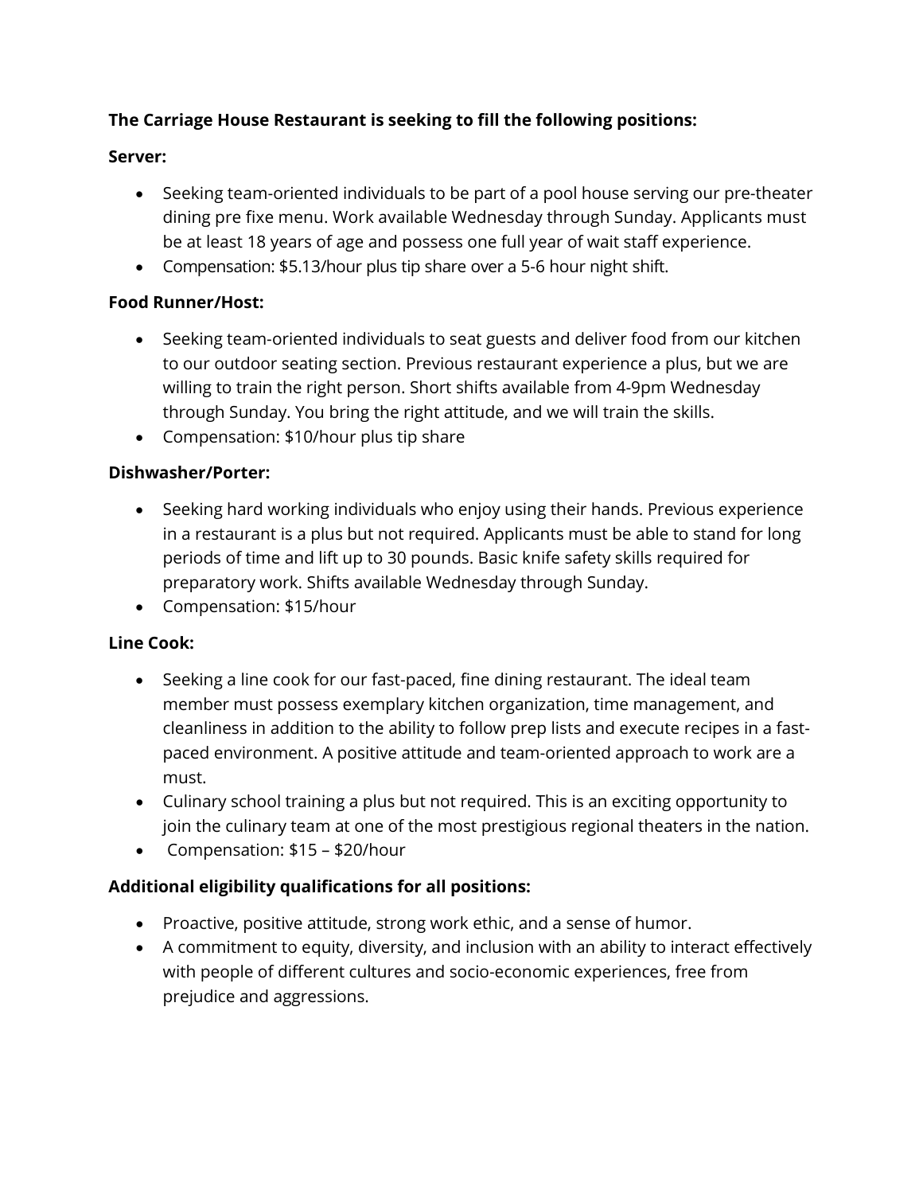**The Carriage House Restaurant is seeking to fill the following positions:**

**Server:**

- Seeking team-oriented individuals to be part of a pool house serving our pre-theater dining pre fixe menu. Work available Wednesday through Sunday. Applicants must be at least 18 years of age and possess one full year of wait staff experience.
- Compensation: $5.13/hour plus tip share over a 5-6 hour night shift.

**Food Runner/Host:**

- Seeking team-oriented individuals to seat guests and deliver food from our kitchen to our outdoor seating section. Previous restaurant experience a plus, but we are willing to train the right person. Short shifts available from 4-9pm Wednesday through Sunday. You bring the right attitude, and we will train the skills.
- Compensation: $10/hour plus tip share

**Dishwasher/Porter:**

- Seeking hard working individuals who enjoy using their hands. Previous experience in a restaurant is a plus but not required. Applicants must be able to stand for long periods of time and lift up to 30 pounds. Basic knife safety skills required for preparatory work. Shifts available Wednesday through Sunday.
- Compensation: $15/hour

**Line Cook:**

- Seeking a line cook for our fast-paced, fine dining restaurant. The ideal team member must possess exemplary kitchen organization, time management, and cleanliness in addition to the ability to follow prep lists and execute recipes in a fast-paced environment. A positive attitude and team-oriented approach to work are a must.
- Culinary school training a plus but not required. This is an exciting opportunity to join the culinary team at one of the most prestigious regional theaters in the nation.
- Compensation: $15 – $20/hour

**Additional eligibility qualifications for all positions:**

- Proactive, positive attitude, strong work ethic, and a sense of humor.
- A commitment to equity, diversity, and inclusion with an ability to interact effectively with people of different cultures and socio-economic experiences, free from prejudice and aggressions.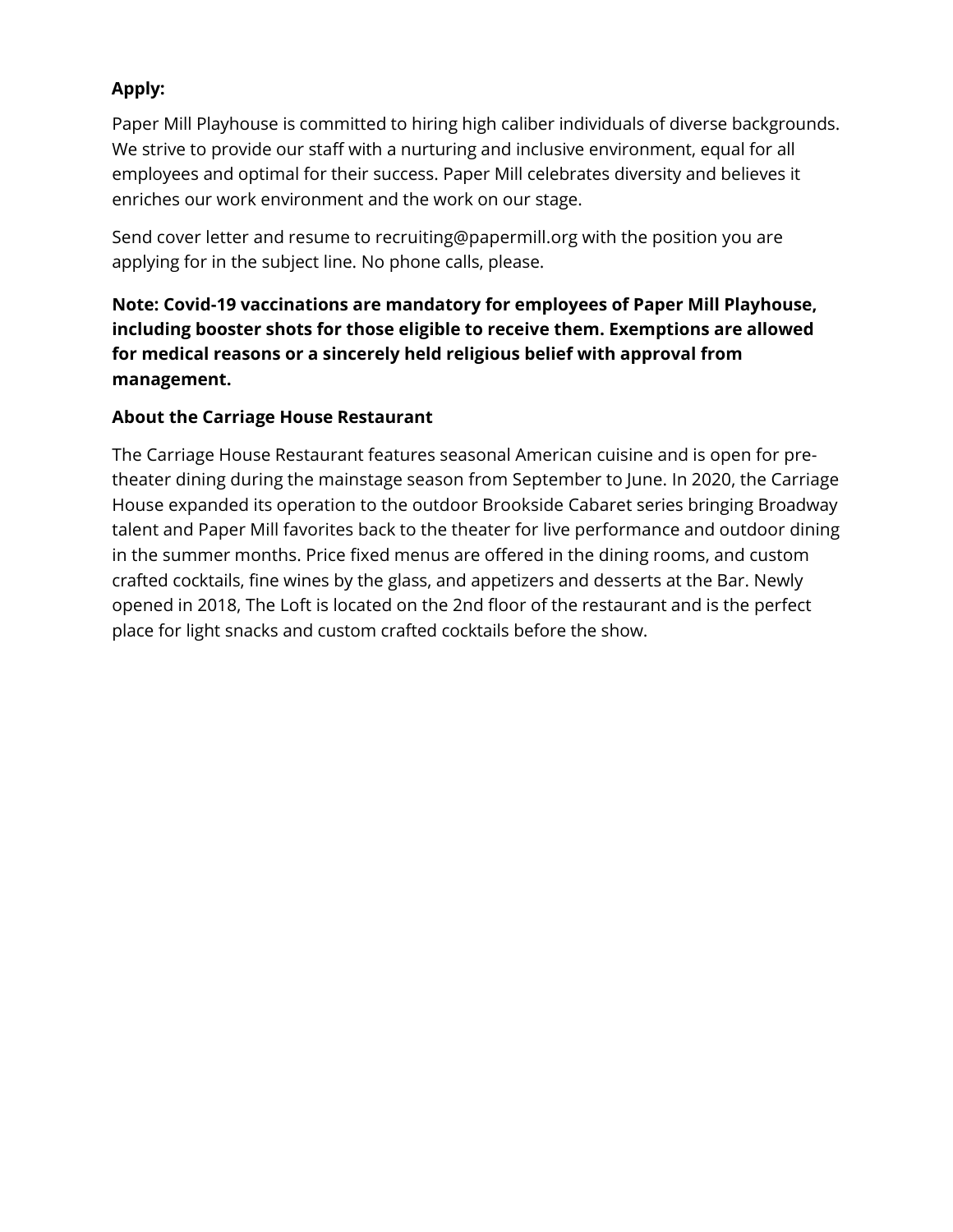**Apply:**

Paper Mill Playhouse is committed to hiring high caliber individuals of diverse backgrounds. We strive to provide our staff with a nurturing and inclusive environment, equal for all employees and optimal for their success. Paper Mill celebrates diversity and believes it enriches our work environment and the work on our stage.

Send cover letter and resume to recruiting@papermill.org with the position you are applying for in the subject line. No phone calls, please.

**Note: Covid-19 vaccinations are mandatory for employees of Paper Mill Playhouse, including booster shots for those eligible to receive them. Exemptions are allowed for medical reasons or a sincerely held religious belief with approval from management.**

**About the Carriage House Restaurant**

The Carriage House Restaurant features seasonal American cuisine and is open for pre-theater dining during the mainstage season from September to June. In 2020, the Carriage House expanded its operation to the outdoor Brookside Cabaret series bringing Broadway talent and Paper Mill favorites back to the theater for live performance and outdoor dining in the summer months. Price fixed menus are offered in the dining rooms, and custom crafted cocktails, fine wines by the glass, and appetizers and desserts at the Bar. Newly opened in 2018, The Loft is located on the 2nd floor of the restaurant and is the perfect place for light snacks and custom crafted cocktails before the show.